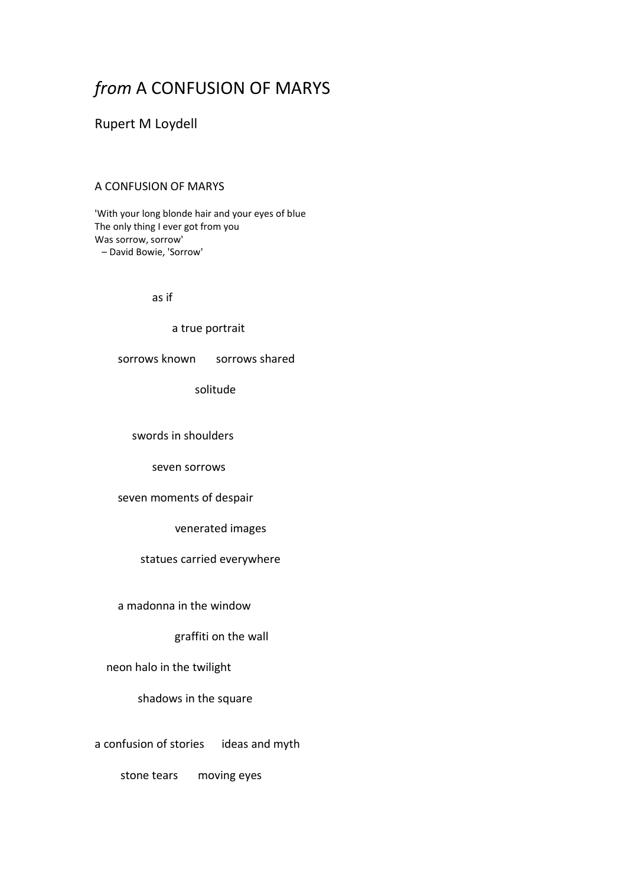# *from* A CONFUSION OF MARYS

Rupert M Loydell

## A CONFUSION OF MARYS

'With your long blonde hair and your eyes of blue
The only thing I ever got from you
Was sorrow, sorrow'
– David Bowie, 'Sorrow'

as if

a true portrait

sorrows known    sorrows shared

solitude

swords in shoulders

seven sorrows

seven moments of despair

venerated images

statues carried everywhere

a madonna in the window

graffiti on the wall

neon halo in the twilight

shadows in the square

a confusion of stories    ideas and myth

stone tears    moving eyes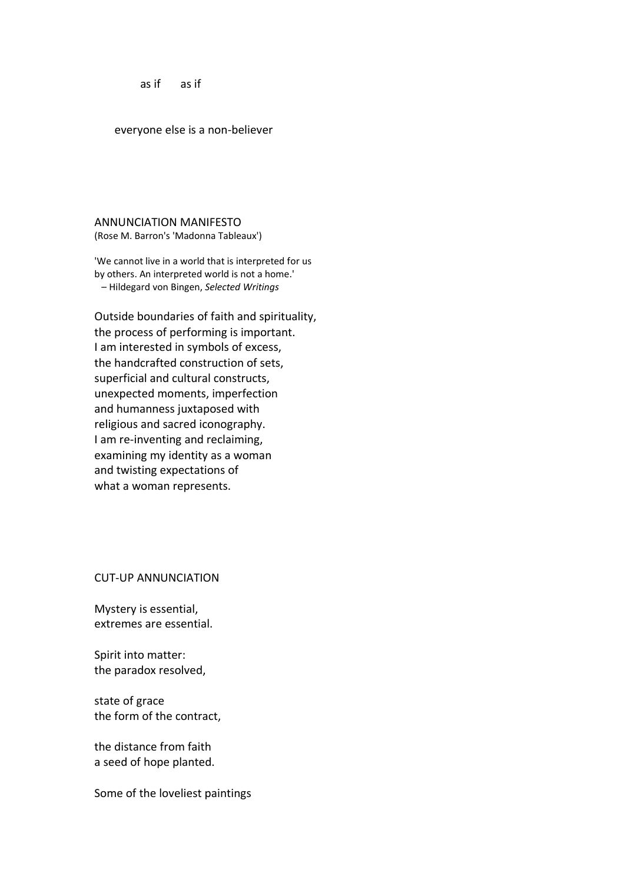as if    as if

everyone else is a non-believer

## ANNUNCIATION MANIFESTO

(Rose M. Barron's 'Madonna Tableaux')

'We cannot live in a world that is interpreted for us
by others. An interpreted world is not a home.'
– Hildegard von Bingen, *Selected Writings*

Outside boundaries of faith and spirituality,
the process of performing is important.
I am interested in symbols of excess,
the handcrafted construction of sets,
superficial and cultural constructs,
unexpected moments, imperfection
and humanness juxtaposed with
religious and sacred iconography.
I am re-inventing and reclaiming,
examining my identity as a woman
and twisting expectations of
what a woman represents.

## CUT-UP ANNUNCIATION

Mystery is essential,
extremes are essential.

Spirit into matter:
the paradox resolved,

state of grace
the form of the contract,

the distance from faith
a seed of hope planted.

Some of the loveliest paintings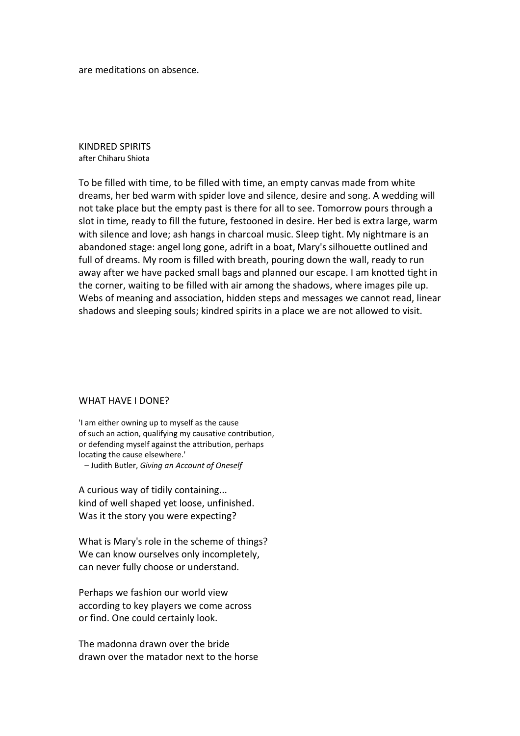are meditations on absence.

## KINDRED SPIRITS

after Chiharu Shiota

To be filled with time, to be filled with time, an empty canvas made from white dreams, her bed warm with spider love and silence, desire and song. A wedding will not take place but the empty past is there for all to see. Tomorrow pours through a slot in time, ready to fill the future, festooned in desire. Her bed is extra large, warm with silence and love; ash hangs in charcoal music. Sleep tight. My nightmare is an abandoned stage: angel long gone, adrift in a boat, Mary's silhouette outlined and full of dreams. My room is filled with breath, pouring down the wall, ready to run away after we have packed small bags and planned our escape. I am knotted tight in the corner, waiting to be filled with air among the shadows, where images pile up. Webs of meaning and association, hidden steps and messages we cannot read, linear shadows and sleeping souls; kindred spirits in a place we are not allowed to visit.

## WHAT HAVE I DONE?

'I am either owning up to myself as the cause
of such an action, qualifying my causative contribution,
or defending myself against the attribution, perhaps
locating the cause elsewhere.'
– Judith Butler, *Giving an Account of Oneself*

A curious way of tidily containing...
kind of well shaped yet loose, unfinished.
Was it the story you were expecting?

What is Mary's role in the scheme of things?
We can know ourselves only incompletely,
can never fully choose or understand.

Perhaps we fashion our world view
according to key players we come across
or find. One could certainly look.

The madonna drawn over the bride
drawn over the matador next to the horse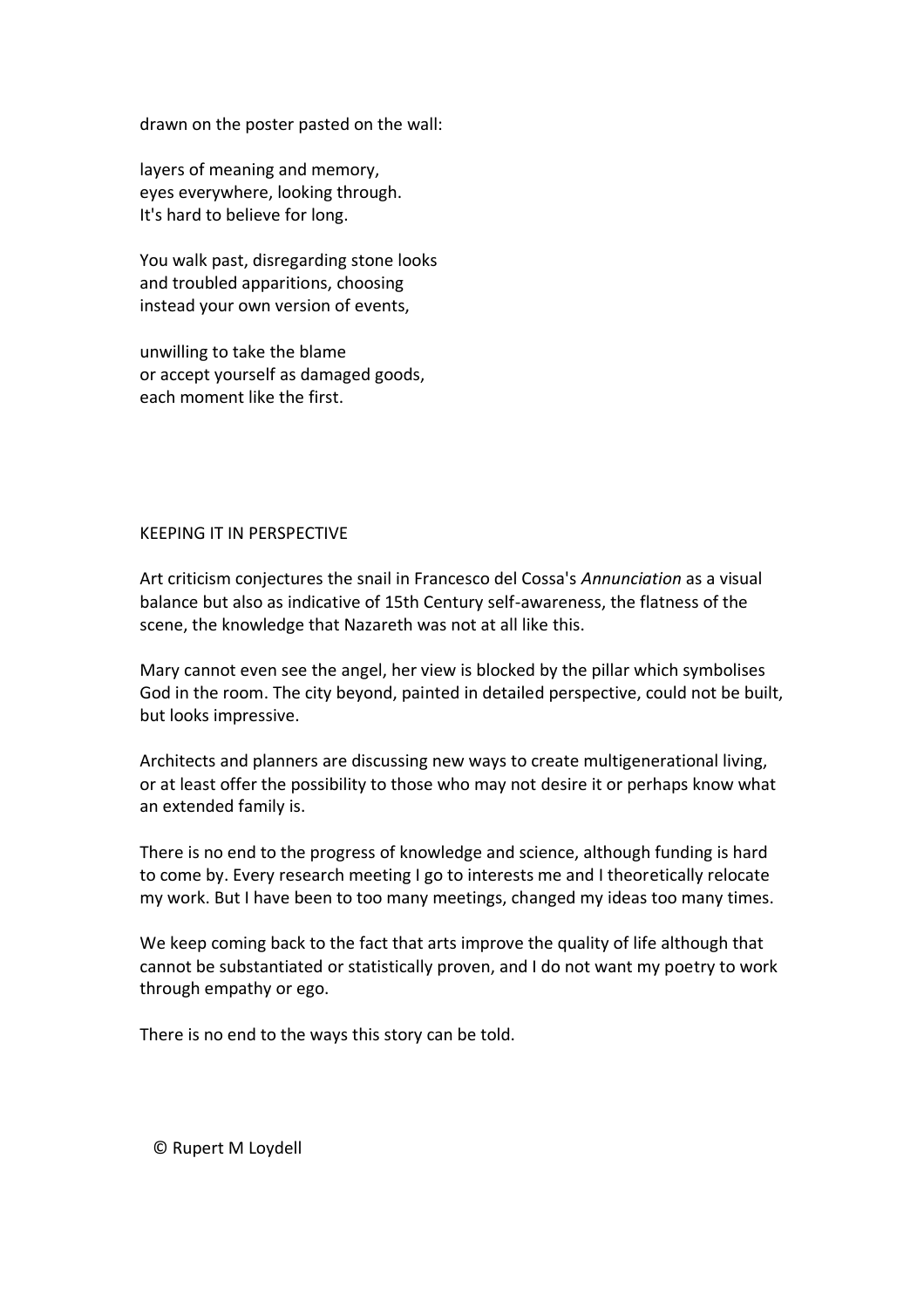drawn on the poster pasted on the wall:

layers of meaning and memory,  
eyes everywhere, looking through.  
It's hard to believe for long.

You walk past, disregarding stone looks  
and troubled apparitions, choosing  
instead your own version of events,

unwilling to take the blame  
or accept yourself as damaged goods,  
each moment like the first.

## KEEPING IT IN PERSPECTIVE

Art criticism conjectures the snail in Francesco del Cossa's *Annunciation* as a visual balance but also as indicative of 15th Century self-awareness, the flatness of the scene, the knowledge that Nazareth was not at all like this.

Mary cannot even see the angel, her view is blocked by the pillar which symbolises God in the room. The city beyond, painted in detailed perspective, could not be built, but looks impressive.

Architects and planners are discussing new ways to create multigenerational living, or at least offer the possibility to those who may not desire it or perhaps know what an extended family is.

There is no end to the progress of knowledge and science, although funding is hard to come by. Every research meeting I go to interests me and I theoretically relocate my work. But I have been to too many meetings, changed my ideas too many times.

We keep coming back to the fact that arts improve the quality of life although that cannot be substantiated or statistically proven, and I do not want my poetry to work through empathy or ego.

There is no end to the ways this story can be told.

© Rupert M Loydell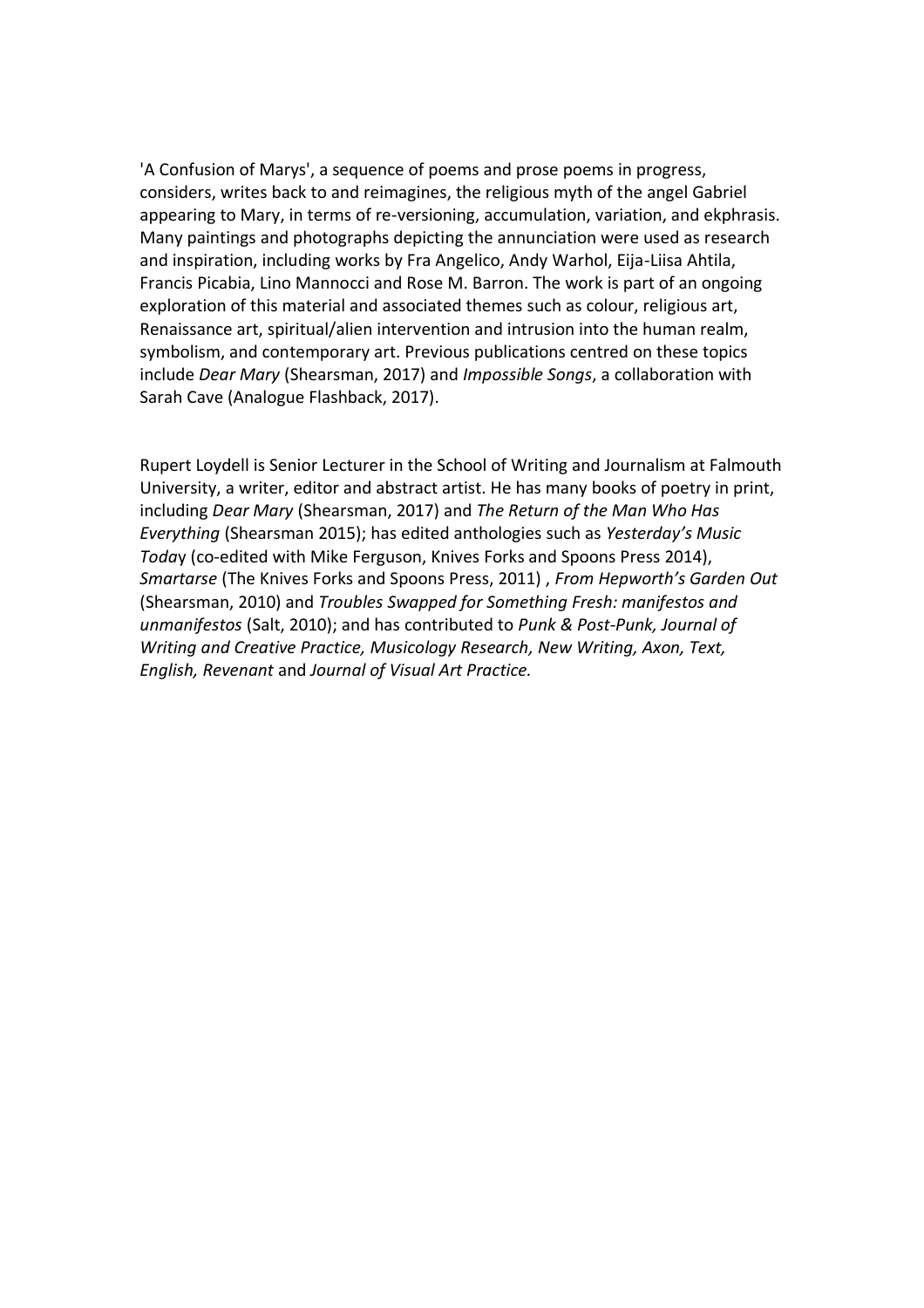'A Confusion of Marys', a sequence of poems and prose poems in progress, considers, writes back to and reimagines, the religious myth of the angel Gabriel appearing to Mary, in terms of re-versioning, accumulation, variation, and ekphrasis. Many paintings and photographs depicting the annunciation were used as research and inspiration, including works by Fra Angelico, Andy Warhol, Eija-Liisa Ahtila, Francis Picabia, Lino Mannocci and Rose M. Barron. The work is part of an ongoing exploration of this material and associated themes such as colour, religious art, Renaissance art, spiritual/alien intervention and intrusion into the human realm, symbolism, and contemporary art. Previous publications centred on these topics include *Dear Mary* (Shearsman, 2017) and *Impossible Songs*, a collaboration with Sarah Cave (Analogue Flashback, 2017).

Rupert Loydell is Senior Lecturer in the School of Writing and Journalism at Falmouth University, a writer, editor and abstract artist. He has many books of poetry in print, including *Dear Mary* (Shearsman, 2017) and *The Return of the Man Who Has Everything* (Shearsman 2015); has edited anthologies such as *Yesterday's Music Today* (co-edited with Mike Ferguson, Knives Forks and Spoons Press 2014), *Smartarse* (The Knives Forks and Spoons Press, 2011) , *From Hepworth's Garden Out* (Shearsman, 2010) and *Troubles Swapped for Something Fresh: manifestos and unmanifestos* (Salt, 2010); and has contributed to *Punk & Post-Punk, Journal of Writing and Creative Practice, Musicology Research, New Writing, Axon, Text, English, Revenant* and *Journal of Visual Art Practice.*